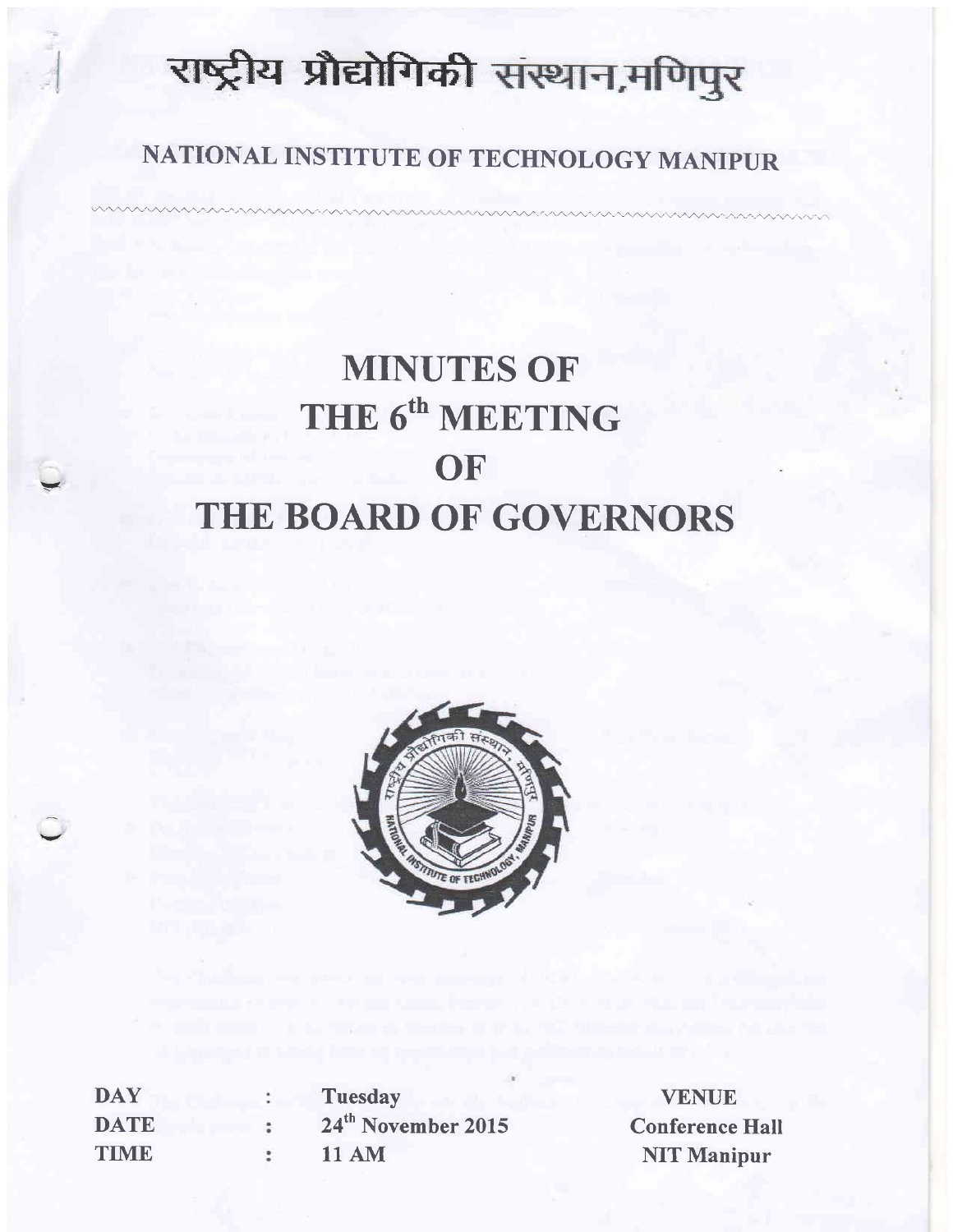# राष्ट्रीय प्रौद्योगिकी संस्थान,मणिपुर

## NATIONAL INSTITUTE OF TECHNOLOGY MANIPUR

# MINUTES OF THE 6th MEETING OF THE BOARD OF GOVERNORS

| | | | |
|---|---|---|---|
| **DAY** | : | **Tuesday** | **VENUE** |
| **DATE** | : | **24th November 2015** | **Conference Hall** |
| **TIME** | : | **11 AM** | **NIT Manipur** |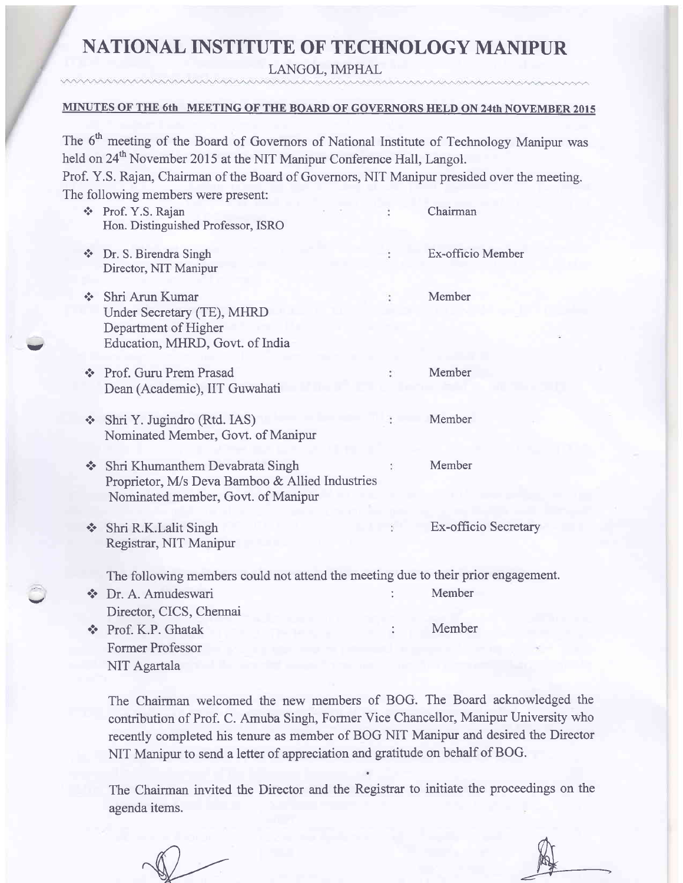# NATIONAL INSTITUTE OF TECHNOLOGY MANIPUR

LANGOL, IMPHAL

**MINUTES OF THE 6th MEETING OF THE BOARD OF GOVERNORS HELD ON 24th NOVEMBER 2015**

The 6th meeting of the Board of Governors of National Institute of Technology Manipur was held on 24th November 2015 at the NIT Manipur Conference Hall, Langol.
Prof. Y.S. Rajan, Chairman of the Board of Governors, NIT Manipur presided over the meeting.
The following members were present:

- Prof. Y.S. Rajan, Hon. Distinguished Professor, ISRO : Chairman
- Dr. S. Birendra Singh, Director, NIT Manipur : Ex-officio Member
- Shri Arun Kumar, Under Secretary (TE), MHRD, Department of Higher Education, MHRD, Govt. of India : Member
- Prof. Guru Prem Prasad, Dean (Academic), IIT Guwahati : Member
- Shri Y. Jugindro (Rtd. IAS), Nominated Member, Govt. of Manipur : Member
- Shri Khumanthem Devabrata Singh, Proprietor, M/s Deva Bamboo & Allied Industries, Nominated member, Govt. of Manipur : Member
- Shri R.K.Lalit Singh, Registrar, NIT Manipur : Ex-officio Secretary

The following members could not attend the meeting due to their prior engagement.

- Dr. A. Amudeswari, Director, CICS, Chennai : Member
- Prof. K.P. Ghatak, Former Professor, NIT Agartala : Member

The Chairman welcomed the new members of BOG. The Board acknowledged the contribution of Prof. C. Amuba Singh, Former Vice Chancellor, Manipur University who recently completed his tenure as member of BOG NIT Manipur and desired the Director NIT Manipur to send a letter of appreciation and gratitude on behalf of BOG.

The Chairman invited the Director and the Registrar to initiate the proceedings on the agenda items.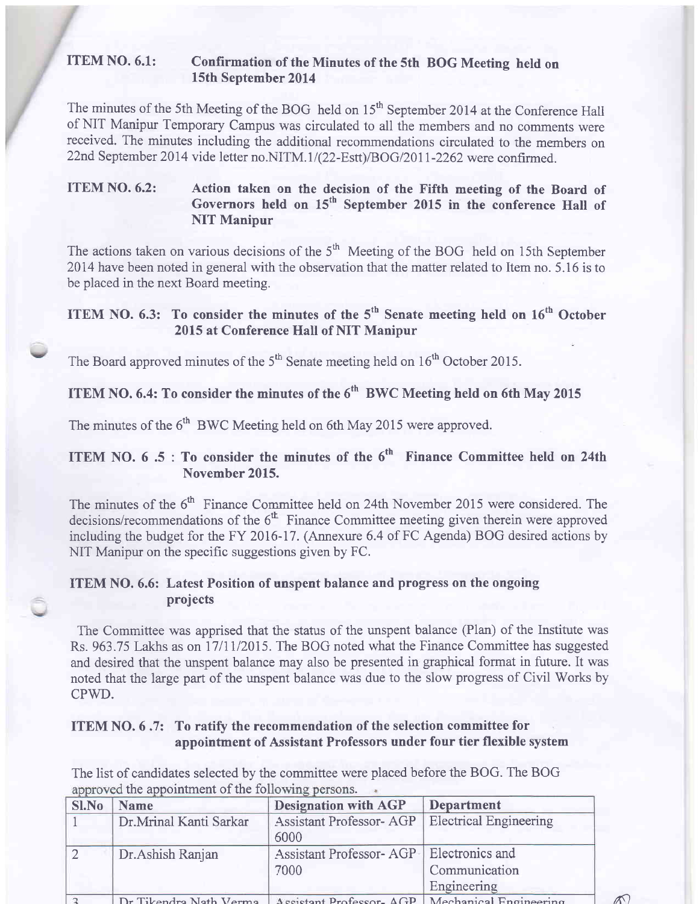**ITEM NO. 6.1: Confirmation of the Minutes of the 5th BOG Meeting held on 15th September 2014**

The minutes of the 5th Meeting of the BOG held on 15th September 2014 at the Conference Hall of NIT Manipur Temporary Campus was circulated to all the members and no comments were received. The minutes including the additional recommendations circulated to the members on 22nd September 2014 vide letter no.NITM.1/(22-Estt)/BOG/2011-2262 were confirmed.

**ITEM NO. 6.2: Action taken on the decision of the Fifth meeting of the Board of Governors held on 15th September 2015 in the conference Hall of NIT Manipur**

The actions taken on various decisions of the 5th Meeting of the BOG held on 15th September 2014 have been noted in general with the observation that the matter related to Item no. 5.16 is to be placed in the next Board meeting.

**ITEM NO. 6.3: To consider the minutes of the 5th Senate meeting held on 16th October 2015 at Conference Hall of NIT Manipur**

The Board approved minutes of the 5th Senate meeting held on 16th October 2015.

**ITEM NO. 6.4: To consider the minutes of the 6th BWC Meeting held on 6th May 2015**

The minutes of the 6th BWC Meeting held on 6th May 2015 were approved.

**ITEM NO. 6 .5 : To consider the minutes of the 6th Finance Committee held on 24th November 2015.**

The minutes of the 6th Finance Committee held on 24th November 2015 were considered. The decisions/recommendations of the 6th Finance Committee meeting given therein were approved including the budget for the FY 2016-17. (Annexure 6.4 of FC Agenda) BOG desired actions by NIT Manipur on the specific suggestions given by FC.

**ITEM NO. 6.6: Latest Position of unspent balance and progress on the ongoing projects**

The Committee was apprised that the status of the unspent balance (Plan) of the Institute was Rs. 963.75 Lakhs as on 17/11/2015. The BOG noted what the Finance Committee has suggested and desired that the unspent balance may also be presented in graphical format in future. It was noted that the large part of the unspent balance was due to the slow progress of Civil Works by CPWD.

**ITEM NO. 6 .7: To ratify the recommendation of the selection committee for appointment of Assistant Professors under four tier flexible system**

The list of candidates selected by the committee were placed before the BOG. The BOG approved the appointment of the following persons.

| Sl.No | Name | Designation with AGP | Department |
|---|---|---|---|
| 1 | Dr.Mrinal Kanti Sarkar | Assistant Professor- AGP 6000 | Electrical Engineering |
| 2 | Dr.Ashish Ranjan | Assistant Professor- AGP 7000 | Electronics and Communication Engineering |
| 3 | Dr.Tikendra Nath Verma | Assistant Professor- AGP | Mechanical Engineering |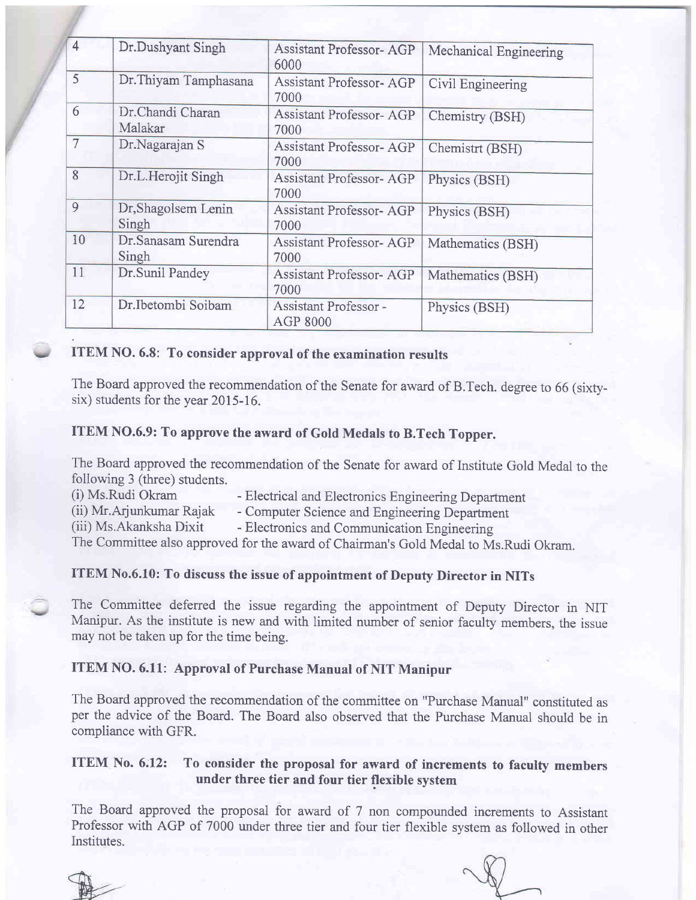| 4 | Dr.Dushyant Singh | Assistant Professor- AGP 6000 | Mechanical Engineering |
|---|---|---|---|
| 5 | Dr.Thiyam Tamphasana | Assistant Professor- AGP 7000 | Civil Engineering |
| 6 | Dr.Chandi Charan Malakar | Assistant Professor- AGP 7000 | Chemistry (BSH) |
| 7 | Dr.Nagarajan S | Assistant Professor- AGP 7000 | Chemistrt (BSH) |
| 8 | Dr.L.Herojit Singh | Assistant Professor- AGP 7000 | Physics (BSH) |
| 9 | Dr,Shagolsem Lenin Singh | Assistant Professor- AGP 7000 | Physics (BSH) |
| 10 | Dr.Sanasam Surendra Singh | Assistant Professor- AGP 7000 | Mathematics (BSH) |
| 11 | Dr.Sunil Pandey | Assistant Professor- AGP 7000 | Mathematics (BSH) |
| 12 | Dr.Ibetombi Soibam | Assistant Professor - AGP 8000 | Physics (BSH) |

### ITEM NO. 6.8: To consider approval of the examination results

The Board approved the recommendation of the Senate for award of B.Tech. degree to 66 (sixty-six) students for the year 2015-16.

### ITEM NO.6.9: To approve the award of Gold Medals to B.Tech Topper.

The Board approved the recommendation of the Senate for award of Institute Gold Medal to the following 3 (three) students.

(i) Ms.Rudi Okram - Electrical and Electronics Engineering Department
(ii) Mr.Arjunkumar Rajak - Computer Science and Engineering Department
(iii) Ms.Akanksha Dixit - Electronics and Communication Engineering

The Committee also approved for the award of Chairman's Gold Medal to Ms.Rudi Okram.

### ITEM No.6.10: To discuss the issue of appointment of Deputy Director in NITs

The Committee deferred the issue regarding the appointment of Deputy Director in NIT Manipur. As the institute is new and with limited number of senior faculty members, the issue may not be taken up for the time being.

### ITEM NO. 6.11: Approval of Purchase Manual of NIT Manipur

The Board approved the recommendation of the committee on "Purchase Manual" constituted as per the advice of the Board. The Board also observed that the Purchase Manual should be in compliance with GFR.

### ITEM No. 6.12: To consider the proposal for award of increments to faculty members under three tier and four tier flexible system

The Board approved the proposal for award of 7 non compounded increments to Assistant Professor with AGP of 7000 under three tier and four tier flexible system as followed in other Institutes.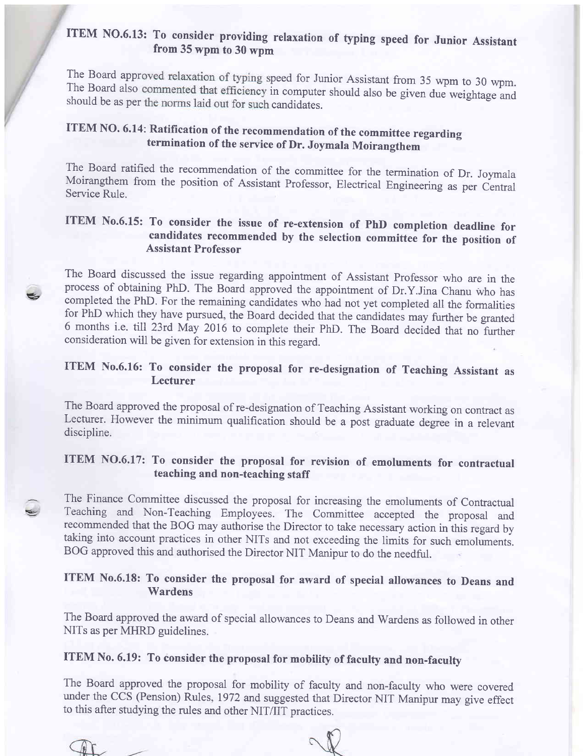### ITEM NO.6.13: To consider providing relaxation of typing speed for Junior Assistant from 35 wpm to 30 wpm

The Board approved relaxation of typing speed for Junior Assistant from 35 wpm to 30 wpm. The Board also commented that efficiency in computer should also be given due weightage and should be as per the norms laid out for such candidates.

### ITEM NO. 6.14: Ratification of the recommendation of the committee regarding termination of the service of Dr. Joymala Moirangthem

The Board ratified the recommendation of the committee for the termination of Dr. Joymala Moirangthem from the position of Assistant Professor, Electrical Engineering as per Central Service Rule.

### ITEM No.6.15: To consider the issue of re-extension of PhD completion deadline for candidates recommended by the selection committee for the position of Assistant Professor

The Board discussed the issue regarding appointment of Assistant Professor who are in the process of obtaining PhD. The Board approved the appointment of Dr.Y.Jina Chanu who has completed the PhD. For the remaining candidates who had not yet completed all the formalities for PhD which they have pursued, the Board decided that the candidates may further be granted 6 months i.e. till 23rd May 2016 to complete their PhD. The Board decided that no further consideration will be given for extension in this regard.

### ITEM No.6.16: To consider the proposal for re-designation of Teaching Assistant as Lecturer

The Board approved the proposal of re-designation of Teaching Assistant working on contract as Lecturer. However the minimum qualification should be a post graduate degree in a relevant discipline.

### ITEM NO.6.17: To consider the proposal for revision of emoluments for contractual teaching and non-teaching staff

The Finance Committee discussed the proposal for increasing the emoluments of Contractual Teaching and Non-Teaching Employees. The Committee accepted the proposal and recommended that the BOG may authorise the Director to take necessary action in this regard by taking into account practices in other NITs and not exceeding the limits for such emoluments. BOG approved this and authorised the Director NIT Manipur to do the needful.

### ITEM No.6.18: To consider the proposal for award of special allowances to Deans and Wardens

The Board approved the award of special allowances to Deans and Wardens as followed in other NITs as per MHRD guidelines.

### ITEM No. 6.19: To consider the proposal for mobility of faculty and non-faculty

The Board approved the proposal for mobility of faculty and non-faculty who were covered under the CCS (Pension) Rules, 1972 and suggested that Director NIT Manipur may give effect to this after studying the rules and other NIT/IIT practices.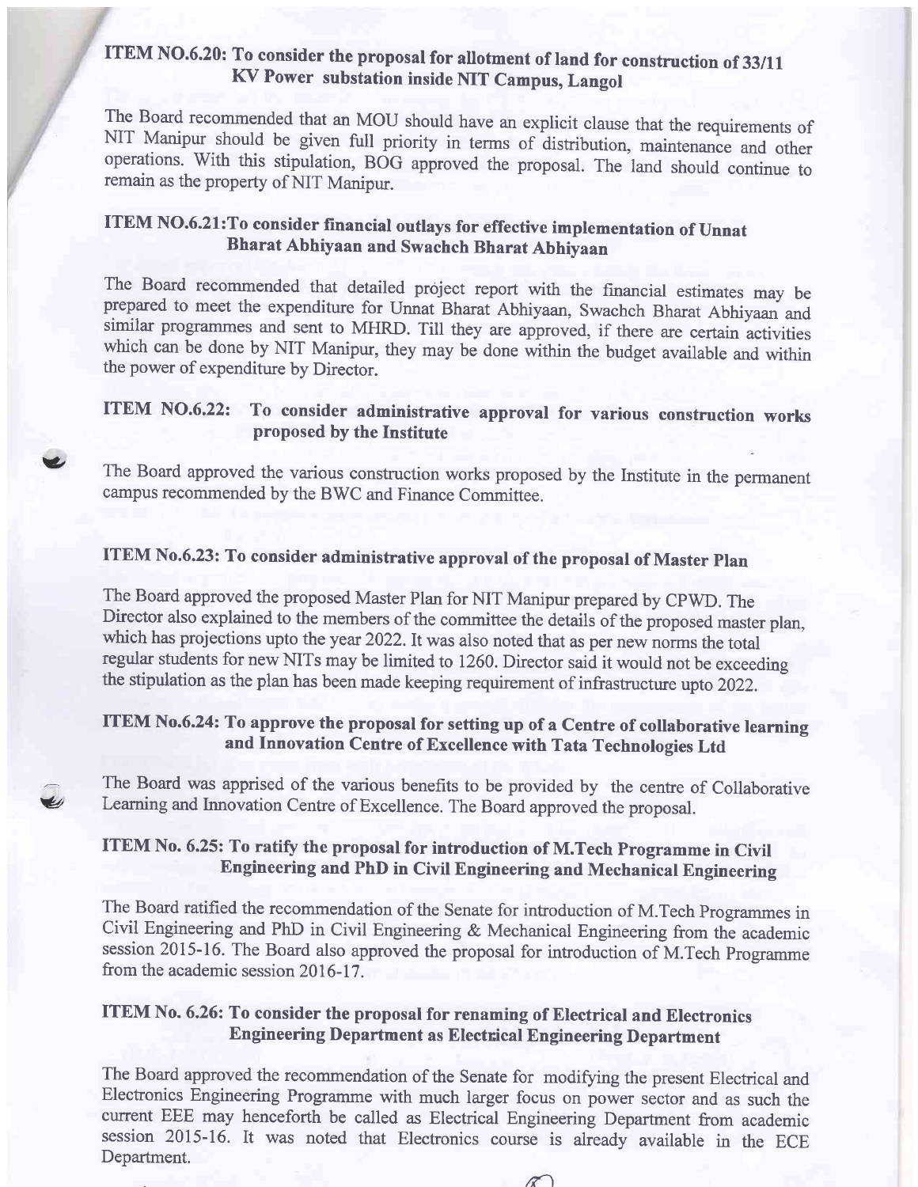## ITEM NO.6.20: To consider the proposal for allotment of land for construction of 33/11 KV Power substation inside NIT Campus, Langol

The Board recommended that an MOU should have an explicit clause that the requirements of NIT Manipur should be given full priority in terms of distribution, maintenance and other operations. With this stipulation, BOG approved the proposal. The land should continue to remain as the property of NIT Manipur.

## ITEM NO.6.21:To consider financial outlays for effective implementation of Unnat Bharat Abhiyaan and Swachch Bharat Abhiyaan

The Board recommended that detailed project report with the financial estimates may be prepared to meet the expenditure for Unnat Bharat Abhiyaan, Swachch Bharat Abhiyaan and similar programmes and sent to MHRD. Till they are approved, if there are certain activities which can be done by NIT Manipur, they may be done within the budget available and within the power of expenditure by Director.

## ITEM NO.6.22: To consider administrative approval for various construction works proposed by the Institute

The Board approved the various construction works proposed by the Institute in the permanent campus recommended by the BWC and Finance Committee.

## ITEM No.6.23: To consider administrative approval of the proposal of Master Plan

The Board approved the proposed Master Plan for NIT Manipur prepared by CPWD. The Director also explained to the members of the committee the details of the proposed master plan, which has projections upto the year 2022. It was also noted that as per new norms the total regular students for new NITs may be limited to 1260. Director said it would not be exceeding the stipulation as the plan has been made keeping requirement of infrastructure upto 2022.

## ITEM No.6.24: To approve the proposal for setting up of a Centre of collaborative learning and Innovation Centre of Excellence with Tata Technologies Ltd

The Board was apprised of the various benefits to be provided by the centre of Collaborative Learning and Innovation Centre of Excellence. The Board approved the proposal.

## ITEM No. 6.25: To ratify the proposal for introduction of M.Tech Programme in Civil Engineering and PhD in Civil Engineering and Mechanical Engineering

The Board ratified the recommendation of the Senate for introduction of M.Tech Programmes in Civil Engineering and PhD in Civil Engineering & Mechanical Engineering from the academic session 2015-16. The Board also approved the proposal for introduction of M.Tech Programme from the academic session 2016-17.

## ITEM No. 6.26: To consider the proposal for renaming of Electrical and Electronics Engineering Department as Electrical Engineering Department

The Board approved the recommendation of the Senate for modifying the present Electrical and Electronics Engineering Programme with much larger focus on power sector and as such the current EEE may henceforth be called as Electrical Engineering Department from academic session 2015-16. It was noted that Electronics course is already available in the ECE Department.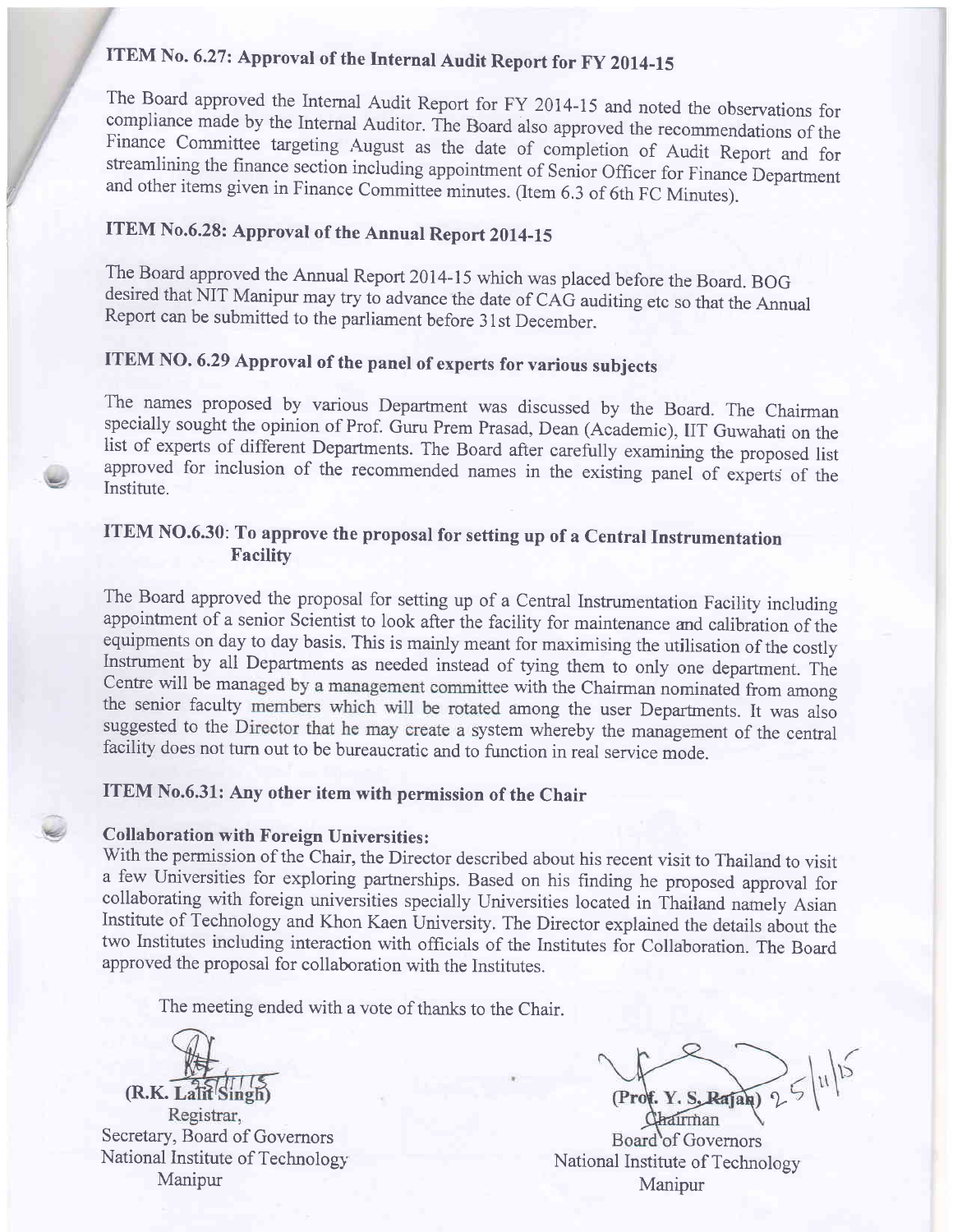### ITEM No. 6.27: Approval of the Internal Audit Report for FY 2014-15

The Board approved the Internal Audit Report for FY 2014-15 and noted the observations for compliance made by the Internal Auditor. The Board also approved the recommendations of the Finance Committee targeting August as the date of completion of Audit Report and for streamlining the finance section including appointment of Senior Officer for Finance Department and other items given in Finance Committee minutes. (Item 6.3 of 6th FC Minutes).

### ITEM No.6.28: Approval of the Annual Report 2014-15

The Board approved the Annual Report 2014-15 which was placed before the Board. BOG desired that NIT Manipur may try to advance the date of CAG auditing etc so that the Annual Report can be submitted to the parliament before 31st December.

### ITEM NO. 6.29 Approval of the panel of experts for various subjects

The names proposed by various Department was discussed by the Board. The Chairman specially sought the opinion of Prof. Guru Prem Prasad, Dean (Academic), IIT Guwahati on the list of experts of different Departments. The Board after carefully examining the proposed list approved for inclusion of the recommended names in the existing panel of experts of the Institute.

### ITEM NO.6.30: To approve the proposal for setting up of a Central Instrumentation Facility

The Board approved the proposal for setting up of a Central Instrumentation Facility including appointment of a senior Scientist to look after the facility for maintenance and calibration of the equipments on day to day basis. This is mainly meant for maximising the utilisation of the costly Instrument by all Departments as needed instead of tying them to only one department. The Centre will be managed by a management committee with the Chairman nominated from among the senior faculty members which will be rotated among the user Departments. It was also suggested to the Director that he may create a system whereby the management of the central facility does not turn out to be bureaucratic and to function in real service mode.

### ITEM No.6.31: Any other item with permission of the Chair

**Collaboration with Foreign Universities:**

With the permission of the Chair, the Director described about his recent visit to Thailand to visit a few Universities for exploring partnerships. Based on his finding he proposed approval for collaborating with foreign universities specially Universities located in Thailand namely Asian Institute of Technology and Khon Kaen University. The Director explained the details about the two Institutes including interaction with officials of the Institutes for Collaboration. The Board approved the proposal for collaboration with the Institutes.

The meeting ended with a vote of thanks to the Chair.

25/11/15

**(R.K. Lalit Singh)**
Registrar,
Secretary, Board of Governors
National Institute of Technology
Manipur

25/11/15

**(Prof. Y. S. Rajan)**
Chairman
Board of Governors
National Institute of Technology
Manipur